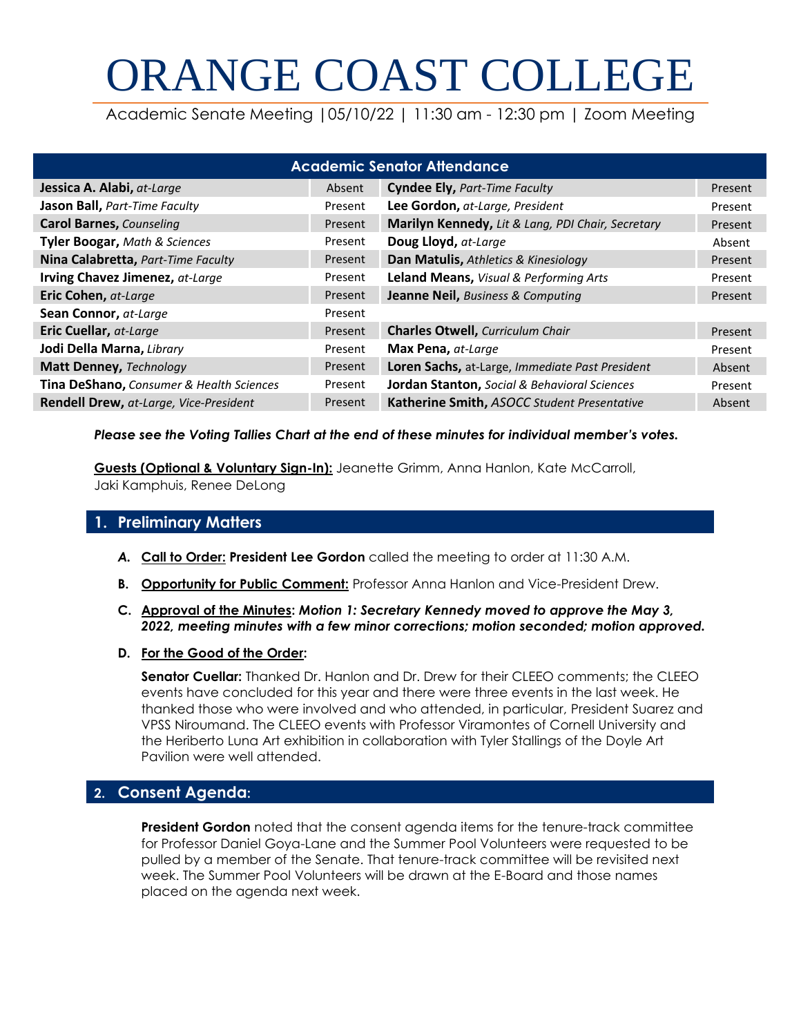# ORANGE COAST COLLEGE

Academic Senate Meeting |05/10/22 | 11:30 am - 12:30 pm | Zoom Meeting

| Academic Senator Attendance | | | |
|---|---|---|---|
| **Jessica A. Alabi,** *at-Large* | Absent | **Cyndee Ely,** *Part-Time Faculty* | Present |
| **Jason Ball,** *Part-Time Faculty* | Present | **Lee Gordon,** *at-Large, President* | Present |
| **Carol Barnes,** *Counseling* | Present | **Marilyn Kennedy,** *Lit & Lang, PDI Chair, Secretary* | Present |
| **Tyler Boogar,** *Math & Sciences* | Present | **Doug Lloyd,** *at-Large* | Absent |
| **Nina Calabretta,** *Part-Time Faculty* | Present | **Dan Matulis,** *Athletics & Kinesiology* | Present |
| **Irving Chavez Jimenez,** *at-Large* | Present | **Leland Means,** *Visual & Performing Arts* | Present |
| **Eric Cohen,** *at-Large* | Present | **Jeanne Neil,** *Business & Computing* | Present |
| **Sean Connor,** *at-Large* | Present | | |
| **Eric Cuellar,** *at-Large* | Present | **Charles Otwell,** *Curriculum Chair* | Present |
| **Jodi Della Marna,** *Library* | Present | **Max Pena,** *at-Large* | Present |
| **Matt Denney,** *Technology* | Present | **Loren Sachs,** at-Large, *Immediate Past President* | Absent |
| **Tina DeShano,** *Consumer & Health Sciences* | Present | **Jordan Stanton,** *Social & Behavioral Sciences* | Present |
| **Rendell Drew,** *at-Large, Vice-President* | Present | **Katherine Smith,** *ASOCC Student Presentative* | Absent |

***Please see the Voting Tallies Chart at the end of these minutes for individual member's votes.***

**Guests (Optional & Voluntary Sign-In):** Jeanette Grimm, Anna Hanlon, Kate McCarroll, Jaki Kamphuis, Renee DeLong

## 1. Preliminary Matters

- ***A.*** **Call to Order: President Lee Gordon** called the meeting to order at 11:30 A.M.
- **B.** **Opportunity for Public Comment:** Professor Anna Hanlon and Vice-President Drew.
- **C.** **Approval of the Minutes:** ***Motion 1: Secretary Kennedy moved to approve the May 3, 2022, meeting minutes with a few minor corrections; motion seconded; motion approved.***
- **D.** **For the Good of the Order:**

  **Senator Cuellar:** Thanked Dr. Hanlon and Dr. Drew for their CLEEO comments; the CLEEO events have concluded for this year and there were three events in the last week. He thanked those who were involved and who attended, in particular, President Suarez and VPSS Niroumand. The CLEEO events with Professor Viramontes of Cornell University and the Heriberto Luna Art exhibition in collaboration with Tyler Stallings of the Doyle Art Pavilion were well attended.

## 2. Consent Agenda:

**President Gordon** noted that the consent agenda items for the tenure-track committee for Professor Daniel Goya-Lane and the Summer Pool Volunteers were requested to be pulled by a member of the Senate. That tenure-track committee will be revisited next week. The Summer Pool Volunteers will be drawn at the E-Board and those names placed on the agenda next week.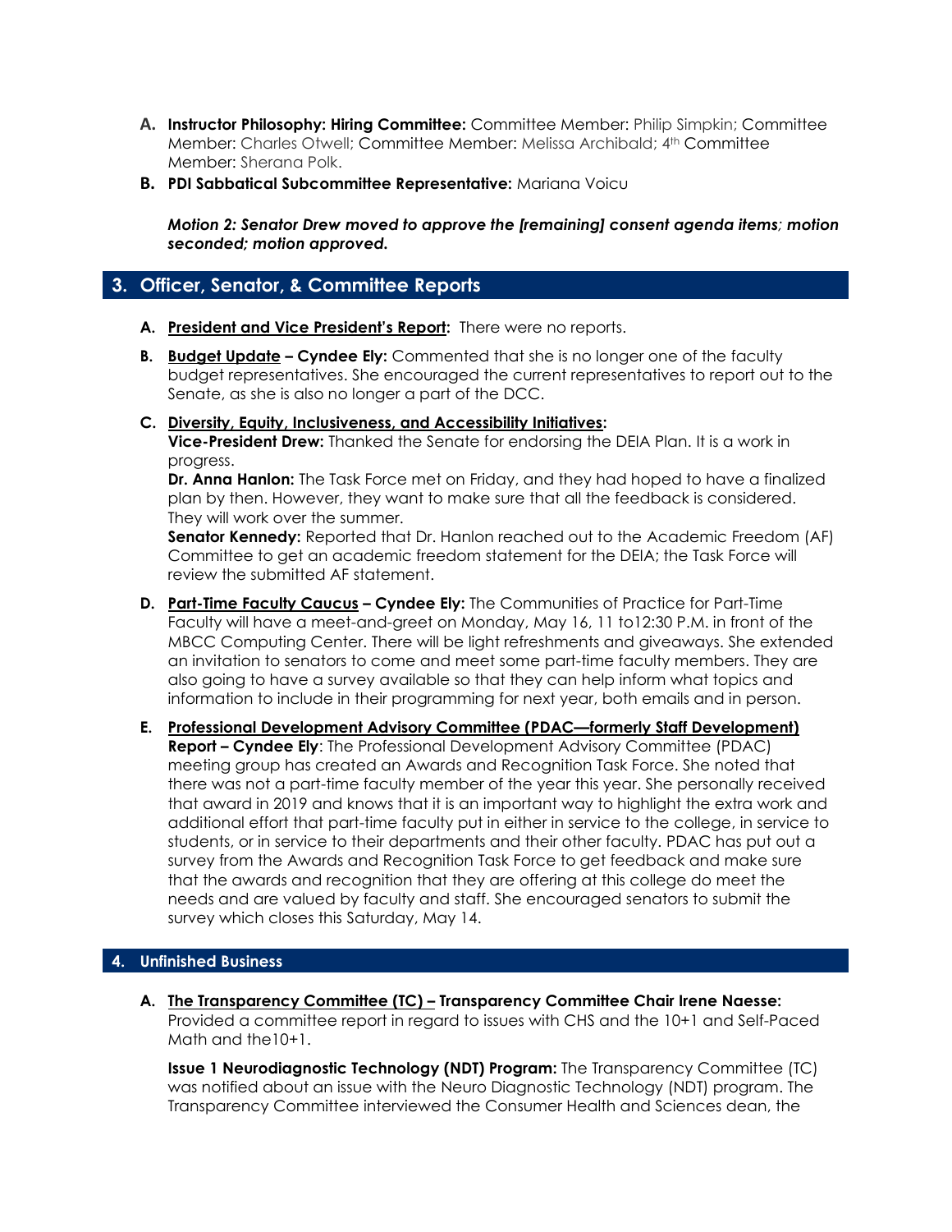- **A. Instructor Philosophy: Hiring Committee:** Committee Member: Philip Simpkin; Committee Member: Charles Otwell; Committee Member: Melissa Archibald; 4th Committee Member: Sherana Polk.
- **B. PDI Sabbatical Subcommittee Representative:** Mariana Voicu

***Motion 2: Senator Drew moved to approve the [remaining] consent agenda items; motion seconded; motion approved.***

## 3. Officer, Senator, & Committee Reports

**A. President and Vice President's Report:** There were no reports.

**B. Budget Update – Cyndee Ely:** Commented that she is no longer one of the faculty budget representatives. She encouraged the current representatives to report out to the Senate, as she is also no longer a part of the DCC.

**C. Diversity, Equity, Inclusiveness, and Accessibility Initiatives:**
**Vice-President Drew:** Thanked the Senate for endorsing the DEIA Plan. It is a work in progress.
**Dr. Anna Hanlon:** The Task Force met on Friday, and they had hoped to have a finalized plan by then. However, they want to make sure that all the feedback is considered. They will work over the summer.
**Senator Kennedy:** Reported that Dr. Hanlon reached out to the Academic Freedom (AF) Committee to get an academic freedom statement for the DEIA; the Task Force will review the submitted AF statement.

**D. Part-Time Faculty Caucus – Cyndee Ely:** The Communities of Practice for Part-Time Faculty will have a meet-and-greet on Monday, May 16, 11 to12:30 P.M. in front of the MBCC Computing Center. There will be light refreshments and giveaways. She extended an invitation to senators to come and meet some part-time faculty members. They are also going to have a survey available so that they can help inform what topics and information to include in their programming for next year, both emails and in person.

**E. Professional Development Advisory Committee (PDAC—formerly Staff Development) Report – Cyndee Ely**: The Professional Development Advisory Committee (PDAC) meeting group has created an Awards and Recognition Task Force. She noted that there was not a part-time faculty member of the year this year. She personally received that award in 2019 and knows that it is an important way to highlight the extra work and additional effort that part-time faculty put in either in service to the college, in service to students, or in service to their departments and their other faculty. PDAC has put out a survey from the Awards and Recognition Task Force to get feedback and make sure that the awards and recognition that they are offering at this college do meet the needs and are valued by faculty and staff. She encouraged senators to submit the survey which closes this Saturday, May 14.

## 4. Unfinished Business

**A. The Transparency Committee (TC) – Transparency Committee Chair Irene Naesse:** Provided a committee report in regard to issues with CHS and the 10+1 and Self-Paced Math and the10+1.

**Issue 1 Neurodiagnostic Technology (NDT) Program:** The Transparency Committee (TC) was notified about an issue with the Neuro Diagnostic Technology (NDT) program. The Transparency Committee interviewed the Consumer Health and Sciences dean, the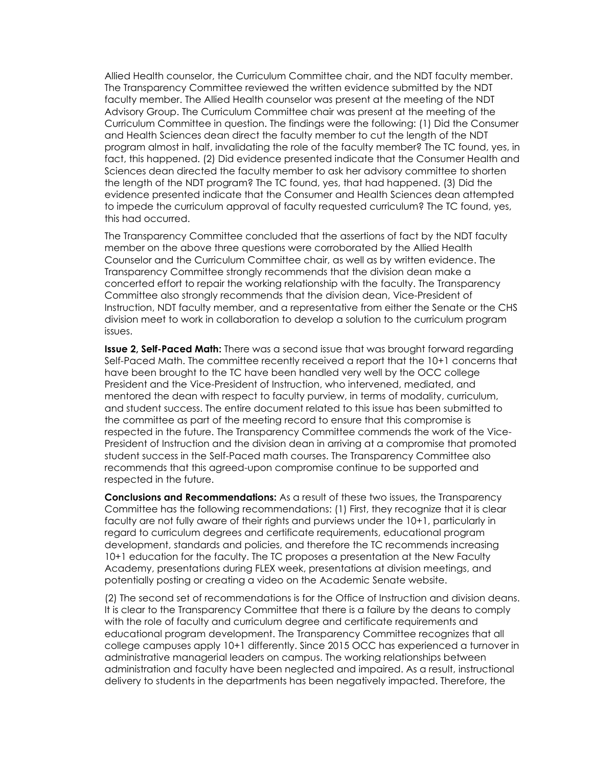Allied Health counselor, the Curriculum Committee chair, and the NDT faculty member. The Transparency Committee reviewed the written evidence submitted by the NDT faculty member. The Allied Health counselor was present at the meeting of the NDT Advisory Group. The Curriculum Committee chair was present at the meeting of the Curriculum Committee in question. The findings were the following: (1) Did the Consumer and Health Sciences dean direct the faculty member to cut the length of the NDT program almost in half, invalidating the role of the faculty member? The TC found, yes, in fact, this happened. (2) Did evidence presented indicate that the Consumer Health and Sciences dean directed the faculty member to ask her advisory committee to shorten the length of the NDT program? The TC found, yes, that had happened. (3) Did the evidence presented indicate that the Consumer and Health Sciences dean attempted to impede the curriculum approval of faculty requested curriculum? The TC found, yes, this had occurred.

The Transparency Committee concluded that the assertions of fact by the NDT faculty member on the above three questions were corroborated by the Allied Health Counselor and the Curriculum Committee chair, as well as by written evidence. The Transparency Committee strongly recommends that the division dean make a concerted effort to repair the working relationship with the faculty. The Transparency Committee also strongly recommends that the division dean, Vice-President of Instruction, NDT faculty member, and a representative from either the Senate or the CHS division meet to work in collaboration to develop a solution to the curriculum program issues.

**Issue 2, Self-Paced Math:** There was a second issue that was brought forward regarding Self-Paced Math. The committee recently received a report that the 10+1 concerns that have been brought to the TC have been handled very well by the OCC college President and the Vice-President of Instruction, who intervened, mediated, and mentored the dean with respect to faculty purview, in terms of modality, curriculum, and student success. The entire document related to this issue has been submitted to the committee as part of the meeting record to ensure that this compromise is respected in the future. The Transparency Committee commends the work of the Vice-President of Instruction and the division dean in arriving at a compromise that promoted student success in the Self-Paced math courses. The Transparency Committee also recommends that this agreed-upon compromise continue to be supported and respected in the future.

**Conclusions and Recommendations:** As a result of these two issues, the Transparency Committee has the following recommendations: (1) First, they recognize that it is clear faculty are not fully aware of their rights and purviews under the 10+1, particularly in regard to curriculum degrees and certificate requirements, educational program development, standards and policies, and therefore the TC recommends increasing 10+1 education for the faculty. The TC proposes a presentation at the New Faculty Academy, presentations during FLEX week, presentations at division meetings, and potentially posting or creating a video on the Academic Senate website.

(2) The second set of recommendations is for the Office of Instruction and division deans. It is clear to the Transparency Committee that there is a failure by the deans to comply with the role of faculty and curriculum degree and certificate requirements and educational program development. The Transparency Committee recognizes that all college campuses apply 10+1 differently. Since 2015 OCC has experienced a turnover in administrative managerial leaders on campus. The working relationships between administration and faculty have been neglected and impaired. As a result, instructional delivery to students in the departments has been negatively impacted. Therefore, the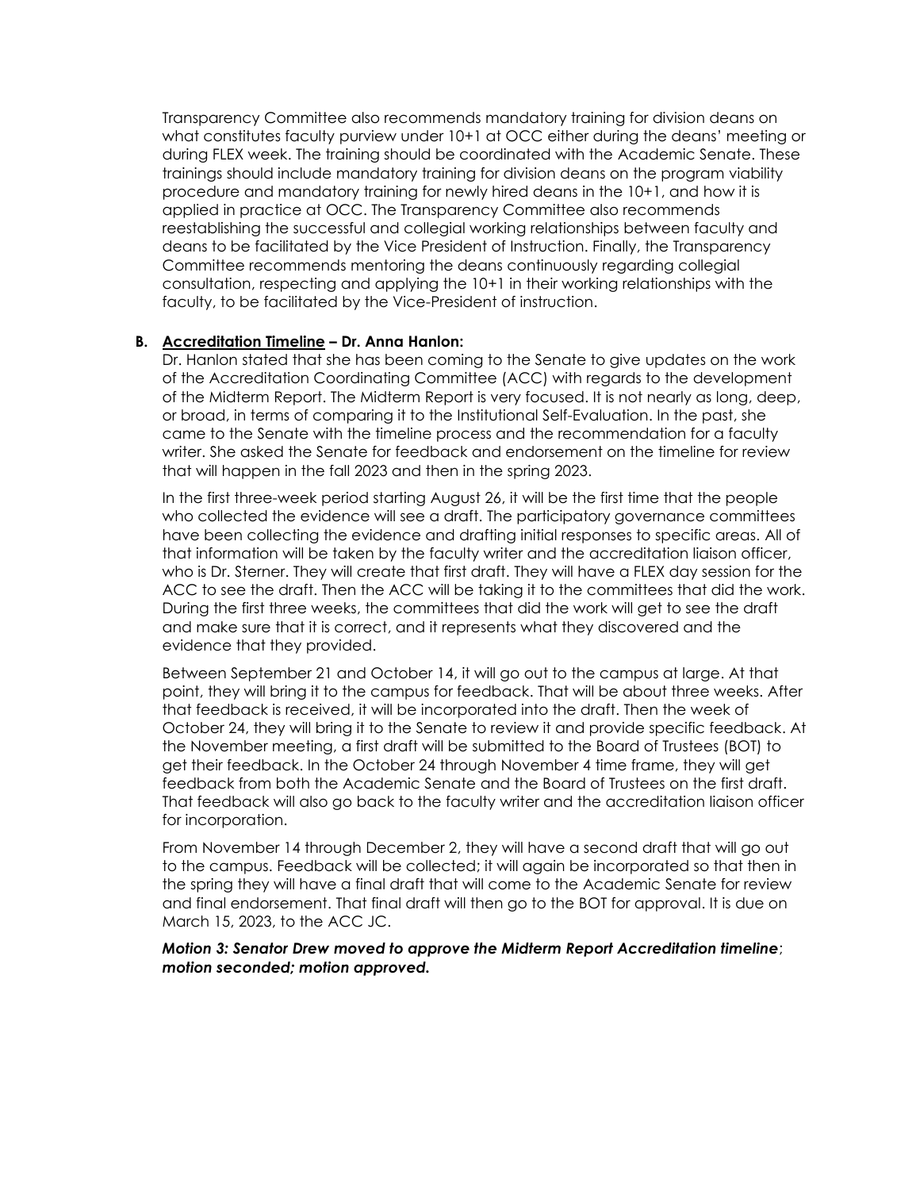Transparency Committee also recommends mandatory training for division deans on what constitutes faculty purview under 10+1 at OCC either during the deans' meeting or during FLEX week. The training should be coordinated with the Academic Senate. These trainings should include mandatory training for division deans on the program viability procedure and mandatory training for newly hired deans in the 10+1, and how it is applied in practice at OCC. The Transparency Committee also recommends reestablishing the successful and collegial working relationships between faculty and deans to be facilitated by the Vice President of Instruction. Finally, the Transparency Committee recommends mentoring the deans continuously regarding collegial consultation, respecting and applying the 10+1 in their working relationships with the faculty, to be facilitated by the Vice-President of instruction.

**B. <u>Accreditation Timeline</u> – Dr. Anna Hanlon:**

Dr. Hanlon stated that she has been coming to the Senate to give updates on the work of the Accreditation Coordinating Committee (ACC) with regards to the development of the Midterm Report. The Midterm Report is very focused. It is not nearly as long, deep, or broad, in terms of comparing it to the Institutional Self-Evaluation. In the past, she came to the Senate with the timeline process and the recommendation for a faculty writer. She asked the Senate for feedback and endorsement on the timeline for review that will happen in the fall 2023 and then in the spring 2023.

In the first three-week period starting August 26, it will be the first time that the people who collected the evidence will see a draft. The participatory governance committees have been collecting the evidence and drafting initial responses to specific areas. All of that information will be taken by the faculty writer and the accreditation liaison officer, who is Dr. Sterner. They will create that first draft. They will have a FLEX day session for the ACC to see the draft. Then the ACC will be taking it to the committees that did the work. During the first three weeks, the committees that did the work will get to see the draft and make sure that it is correct, and it represents what they discovered and the evidence that they provided.

Between September 21 and October 14, it will go out to the campus at large. At that point, they will bring it to the campus for feedback. That will be about three weeks. After that feedback is received, it will be incorporated into the draft. Then the week of October 24, they will bring it to the Senate to review it and provide specific feedback. At the November meeting, a first draft will be submitted to the Board of Trustees (BOT) to get their feedback. In the October 24 through November 4 time frame, they will get feedback from both the Academic Senate and the Board of Trustees on the first draft. That feedback will also go back to the faculty writer and the accreditation liaison officer for incorporation.

From November 14 through December 2, they will have a second draft that will go out to the campus. Feedback will be collected; it will again be incorporated so that then in the spring they will have a final draft that will come to the Academic Senate for review and final endorsement. That final draft will then go to the BOT for approval. It is due on March 15, 2023, to the ACC JC.

***Motion 3: Senator Drew moved to approve the Midterm Report Accreditation timeline; motion seconded; motion approved.***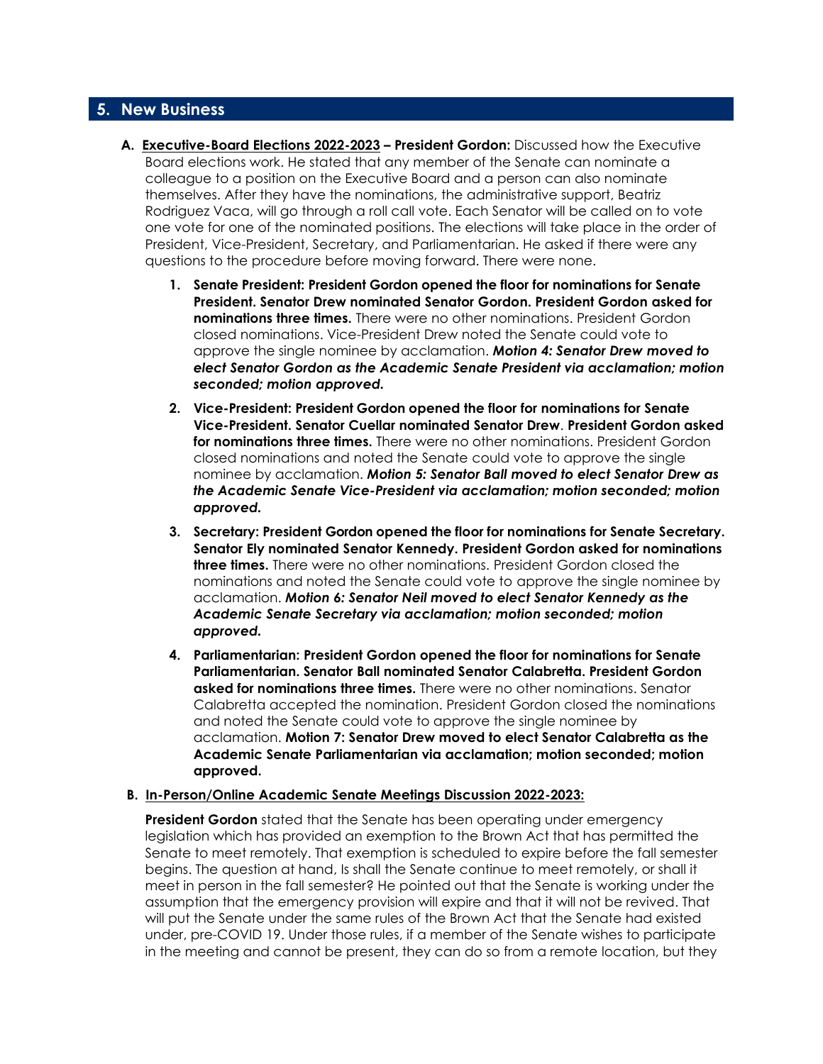## 5. New Business

**A. Executive-Board Elections 2022-2023 – President Gordon:** Discussed how the Executive Board elections work. He stated that any member of the Senate can nominate a colleague to a position on the Executive Board and a person can also nominate themselves. After they have the nominations, the administrative support, Beatriz Rodriguez Vaca, will go through a roll call vote. Each Senator will be called on to vote one vote for one of the nominated positions. The elections will take place in the order of President, Vice-President, Secretary, and Parliamentarian. He asked if there were any questions to the procedure before moving forward. There were none.

1. **Senate President: President Gordon opened the floor for nominations for Senate President. Senator Drew nominated Senator Gordon. President Gordon asked for nominations three times.** There were no other nominations. President Gordon closed nominations. Vice-President Drew noted the Senate could vote to approve the single nominee by acclamation. ***Motion 4: Senator Drew moved to elect Senator Gordon as the Academic Senate President via acclamation; motion seconded; motion approved.***

2. **Vice-President: President Gordon opened the floor for nominations for Senate Vice-President. Senator Cuellar nominated Senator Drew**. **President Gordon asked for nominations three times.** There were no other nominations. President Gordon closed nominations and noted the Senate could vote to approve the single nominee by acclamation. ***Motion 5: Senator Ball moved to elect Senator Drew as the Academic Senate Vice-President via acclamation; motion seconded; motion approved.***

3. **Secretary: President Gordon opened the floor for nominations for Senate Secretary. Senator Ely nominated Senator Kennedy. President Gordon asked for nominations three times.** There were no other nominations. President Gordon closed the nominations and noted the Senate could vote to approve the single nominee by acclamation. ***Motion 6: Senator Neil moved to elect Senator Kennedy as the Academic Senate Secretary via acclamation; motion seconded; motion approved.***

4. **Parliamentarian: President Gordon opened the floor for nominations for Senate Parliamentarian. Senator Ball nominated Senator Calabretta. President Gordon asked for nominations three times.** There were no other nominations. Senator Calabretta accepted the nomination. President Gordon closed the nominations and noted the Senate could vote to approve the single nominee by acclamation. **Motion 7: Senator Drew moved to elect Senator Calabretta as the Academic Senate Parliamentarian via acclamation; motion seconded; motion approved.**

**B. In-Person/Online Academic Senate Meetings Discussion 2022-2023:**

**President Gordon** stated that the Senate has been operating under emergency legislation which has provided an exemption to the Brown Act that has permitted the Senate to meet remotely. That exemption is scheduled to expire before the fall semester begins. The question at hand, Is shall the Senate continue to meet remotely, or shall it meet in person in the fall semester? He pointed out that the Senate is working under the assumption that the emergency provision will expire and that it will not be revived. That will put the Senate under the same rules of the Brown Act that the Senate had existed under, pre-COVID 19. Under those rules, if a member of the Senate wishes to participate in the meeting and cannot be present, they can do so from a remote location, but they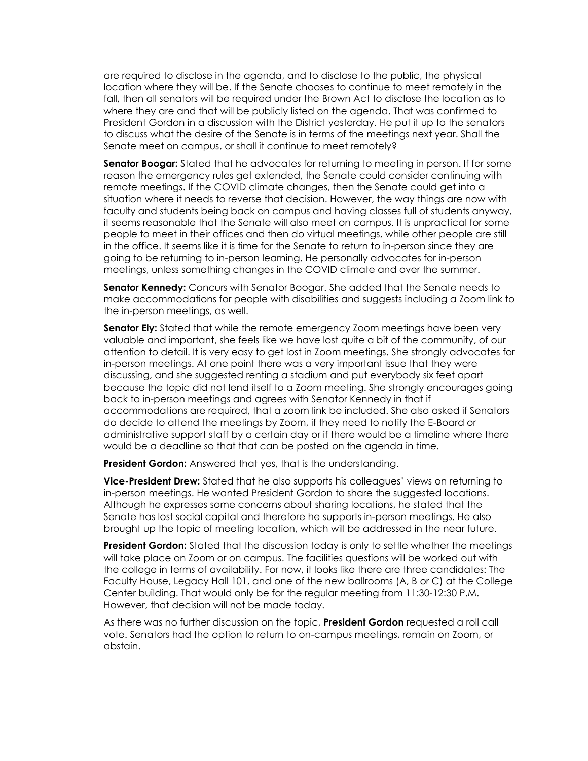are required to disclose in the agenda, and to disclose to the public, the physical location where they will be. If the Senate chooses to continue to meet remotely in the fall, then all senators will be required under the Brown Act to disclose the location as to where they are and that will be publicly listed on the agenda. That was confirmed to President Gordon in a discussion with the District yesterday. He put it up to the senators to discuss what the desire of the Senate is in terms of the meetings next year. Shall the Senate meet on campus, or shall it continue to meet remotely?

**Senator Boogar:** Stated that he advocates for returning to meeting in person. If for some reason the emergency rules get extended, the Senate could consider continuing with remote meetings. If the COVID climate changes, then the Senate could get into a situation where it needs to reverse that decision. However, the way things are now with faculty and students being back on campus and having classes full of students anyway, it seems reasonable that the Senate will also meet on campus. It is unpractical for some people to meet in their offices and then do virtual meetings, while other people are still in the office. It seems like it is time for the Senate to return to in-person since they are going to be returning to in-person learning. He personally advocates for in-person meetings, unless something changes in the COVID climate and over the summer.

**Senator Kennedy:** Concurs with Senator Boogar. She added that the Senate needs to make accommodations for people with disabilities and suggests including a Zoom link to the in-person meetings, as well.

**Senator Ely:** Stated that while the remote emergency Zoom meetings have been very valuable and important, she feels like we have lost quite a bit of the community, of our attention to detail. It is very easy to get lost in Zoom meetings. She strongly advocates for in-person meetings. At one point there was a very important issue that they were discussing, and she suggested renting a stadium and put everybody six feet apart because the topic did not lend itself to a Zoom meeting. She strongly encourages going back to in-person meetings and agrees with Senator Kennedy in that if accommodations are required, that a zoom link be included. She also asked if Senators do decide to attend the meetings by Zoom, if they need to notify the E-Board or administrative support staff by a certain day or if there would be a timeline where there would be a deadline so that that can be posted on the agenda in time.

**President Gordon:** Answered that yes, that is the understanding.

**Vice-President Drew:** Stated that he also supports his colleagues' views on returning to in-person meetings. He wanted President Gordon to share the suggested locations. Although he expresses some concerns about sharing locations, he stated that the Senate has lost social capital and therefore he supports in-person meetings. He also brought up the topic of meeting location, which will be addressed in the near future.

**President Gordon:** Stated that the discussion today is only to settle whether the meetings will take place on Zoom or on campus. The facilities questions will be worked out with the college in terms of availability. For now, it looks like there are three candidates: The Faculty House, Legacy Hall 101, and one of the new ballrooms (A, B or C) at the College Center building. That would only be for the regular meeting from 11:30-12:30 P.M. However, that decision will not be made today.

As there was no further discussion on the topic, **President Gordon** requested a roll call vote. Senators had the option to return to on-campus meetings, remain on Zoom, or abstain.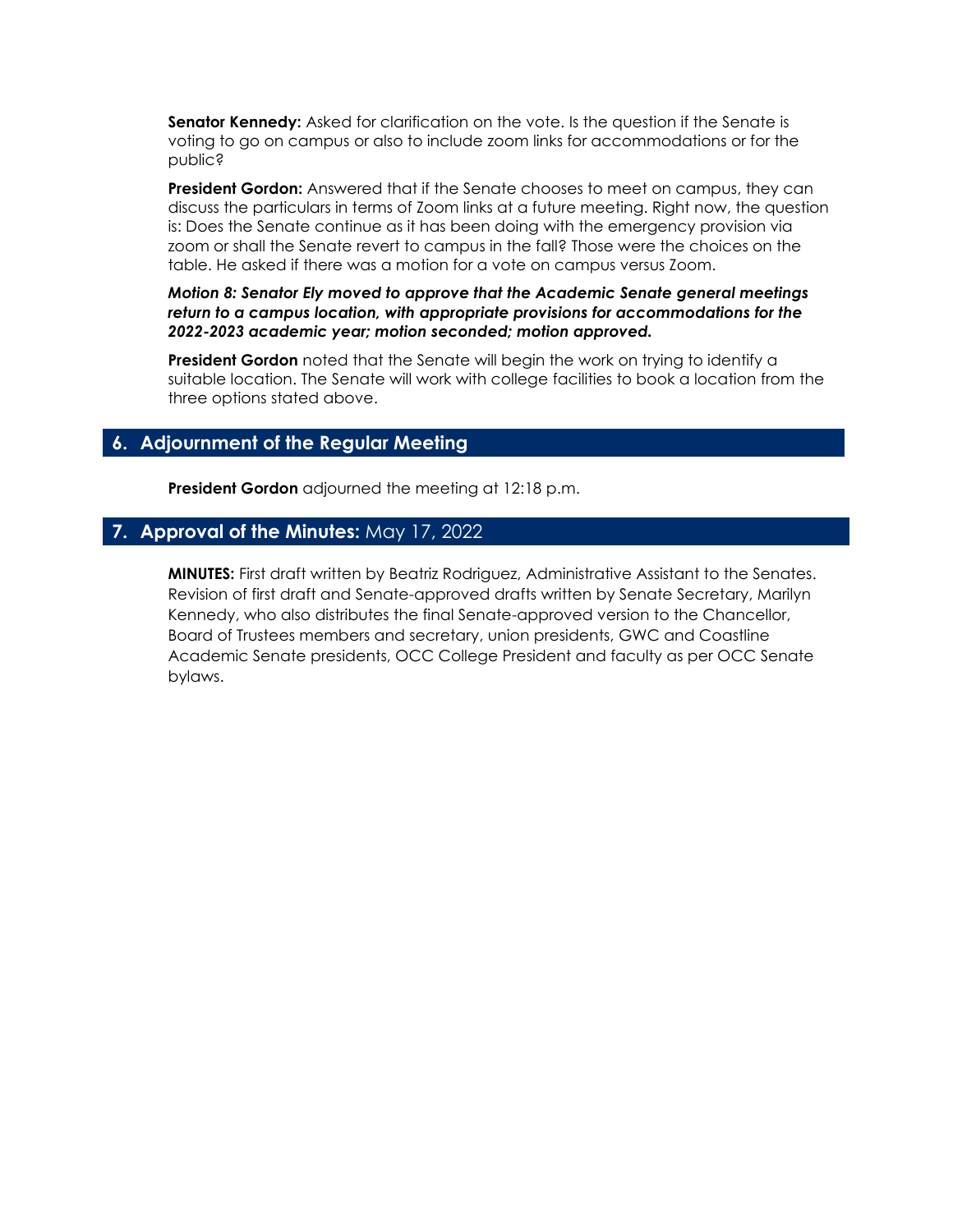**Senator Kennedy:** Asked for clarification on the vote. Is the question if the Senate is voting to go on campus or also to include zoom links for accommodations or for the public?

**President Gordon:** Answered that if the Senate chooses to meet on campus, they can discuss the particulars in terms of Zoom links at a future meeting. Right now, the question is: Does the Senate continue as it has been doing with the emergency provision via zoom or shall the Senate revert to campus in the fall? Those were the choices on the table. He asked if there was a motion for a vote on campus versus Zoom.

***Motion 8: Senator Ely moved to approve that the Academic Senate general meetings return to a campus location, with appropriate provisions for accommodations for the 2022-2023 academic year; motion seconded; motion approved.***

**President Gordon** noted that the Senate will begin the work on trying to identify a suitable location. The Senate will work with college facilities to book a location from the three options stated above.

## 6. Adjournment of the Regular Meeting

**President Gordon** adjourned the meeting at 12:18 p.m.

## 7. Approval of the Minutes: May 17, 2022

**MINUTES:** First draft written by Beatriz Rodriguez, Administrative Assistant to the Senates. Revision of first draft and Senate-approved drafts written by Senate Secretary, Marilyn Kennedy, who also distributes the final Senate-approved version to the Chancellor, Board of Trustees members and secretary, union presidents, GWC and Coastline Academic Senate presidents, OCC College President and faculty as per OCC Senate bylaws.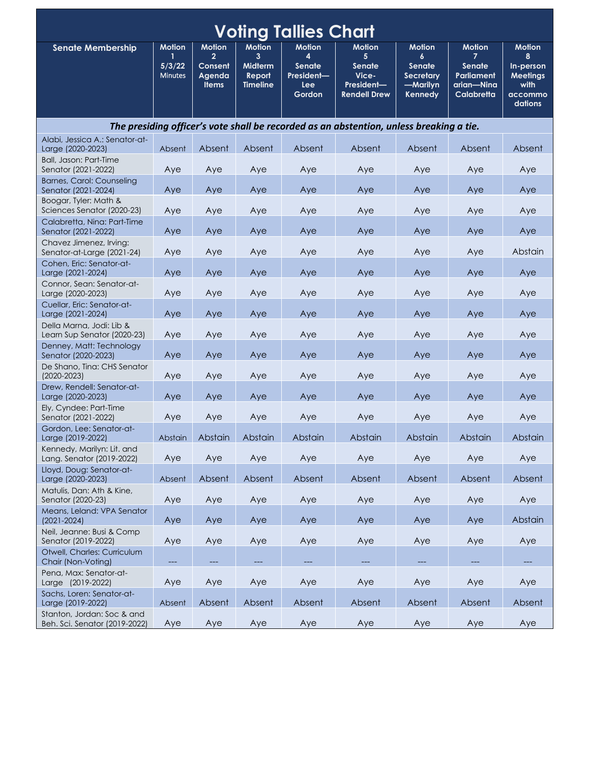# Voting Tallies Chart

| Senate Membership | Motion 1 5/3/22 Minutes | Motion 2 Consent Agenda Items | Motion 3 Midterm Report Timeline | Motion 4 Senate President—Lee Gordon | Motion 5 Senate Vice-President—Rendell Drew | Motion 6 Senate Secretary—Marilyn Kennedy | Motion 7 Senate Parliamentarian—Nina Calabretta | Motion 8 In-person Meetings with accommodations |
|---|---|---|---|---|---|---|---|---|
| ***The presiding officer's vote shall be recorded as an abstention, unless breaking a tie.*** | | | | | | | | |
| Alabi, Jessica A.: Senator-at-Large (2020-2023) | Absent | Absent | Absent | Absent | Absent | Absent | Absent | Absent |
| Ball, Jason: Part-Time Senator (2021-2022) | Aye | Aye | Aye | Aye | Aye | Aye | Aye | Aye |
| Barnes, Carol: Counseling Senator (2021-2024) | Aye | Aye | Aye | Aye | Aye | Aye | Aye | Aye |
| Boogar, Tyler: Math & Sciences Senator (2020-23) | Aye | Aye | Aye | Aye | Aye | Aye | Aye | Aye |
| Calabretta, Nina: Part-Time Senator (2021-2022) | Aye | Aye | Aye | Aye | Aye | Aye | Aye | Aye |
| Chavez Jimenez, Irving: Senator-at-Large (2021-24) | Aye | Aye | Aye | Aye | Aye | Aye | Aye | Abstain |
| Cohen, Eric: Senator-at-Large (2021-2024) | Aye | Aye | Aye | Aye | Aye | Aye | Aye | Aye |
| Connor, Sean: Senator-at-Large (2020-2023) | Aye | Aye | Aye | Aye | Aye | Aye | Aye | Aye |
| Cuellar, Eric: Senator-at-Large (2021-2024) | Aye | Aye | Aye | Aye | Aye | Aye | Aye | Aye |
| Della Marna, Jodi: Lib & Learn Sup Senator (2020-23) | Aye | Aye | Aye | Aye | Aye | Aye | Aye | Aye |
| Denney, Matt: Technology Senator (2020-2023) | Aye | Aye | Aye | Aye | Aye | Aye | Aye | Aye |
| De Shano, Tina: CHS Senator (2020-2023) | Aye | Aye | Aye | Aye | Aye | Aye | Aye | Aye |
| Drew, Rendell: Senator-at-Large (2020-2023) | Aye | Aye | Aye | Aye | Aye | Aye | Aye | Aye |
| Ely, Cyndee: Part-Time Senator (2021-2022) | Aye | Aye | Aye | Aye | Aye | Aye | Aye | Aye |
| Gordon, Lee: Senator-at-Large (2019-2022) | Abstain | Abstain | Abstain | Abstain | Abstain | Abstain | Abstain | Abstain |
| Kennedy, Marilyn: Lit. and Lang. Senator (2019-2022) | Aye | Aye | Aye | Aye | Aye | Aye | Aye | Aye |
| Lloyd, Doug: Senator-at-Large (2020-2023) | Absent | Absent | Absent | Absent | Absent | Absent | Absent | Absent |
| Matulis, Dan: Ath & Kine, Senator (2020-23) | Aye | Aye | Aye | Aye | Aye | Aye | Aye | Aye |
| Means, Leland: VPA Senator (2021-2024) | Aye | Aye | Aye | Aye | Aye | Aye | Aye | Abstain |
| Neil, Jeanne: Busi & Comp Senator (2019-2022) | Aye | Aye | Aye | Aye | Aye | Aye | Aye | Aye |
| Otwell, Charles: Curriculum Chair (Non-Voting) | --- | --- | --- | --- | --- | --- | --- | --- |
| Pena, Max: Senator-at-Large (2019-2022) | Aye | Aye | Aye | Aye | Aye | Aye | Aye | Aye |
| Sachs, Loren: Senator-at-Large (2019-2022) | Absent | Absent | Absent | Absent | Absent | Absent | Absent | Absent |
| Stanton, Jordan: Soc & and Beh. Sci. Senator (2019-2022) | Aye | Aye | Aye | Aye | Aye | Aye | Aye | Aye |